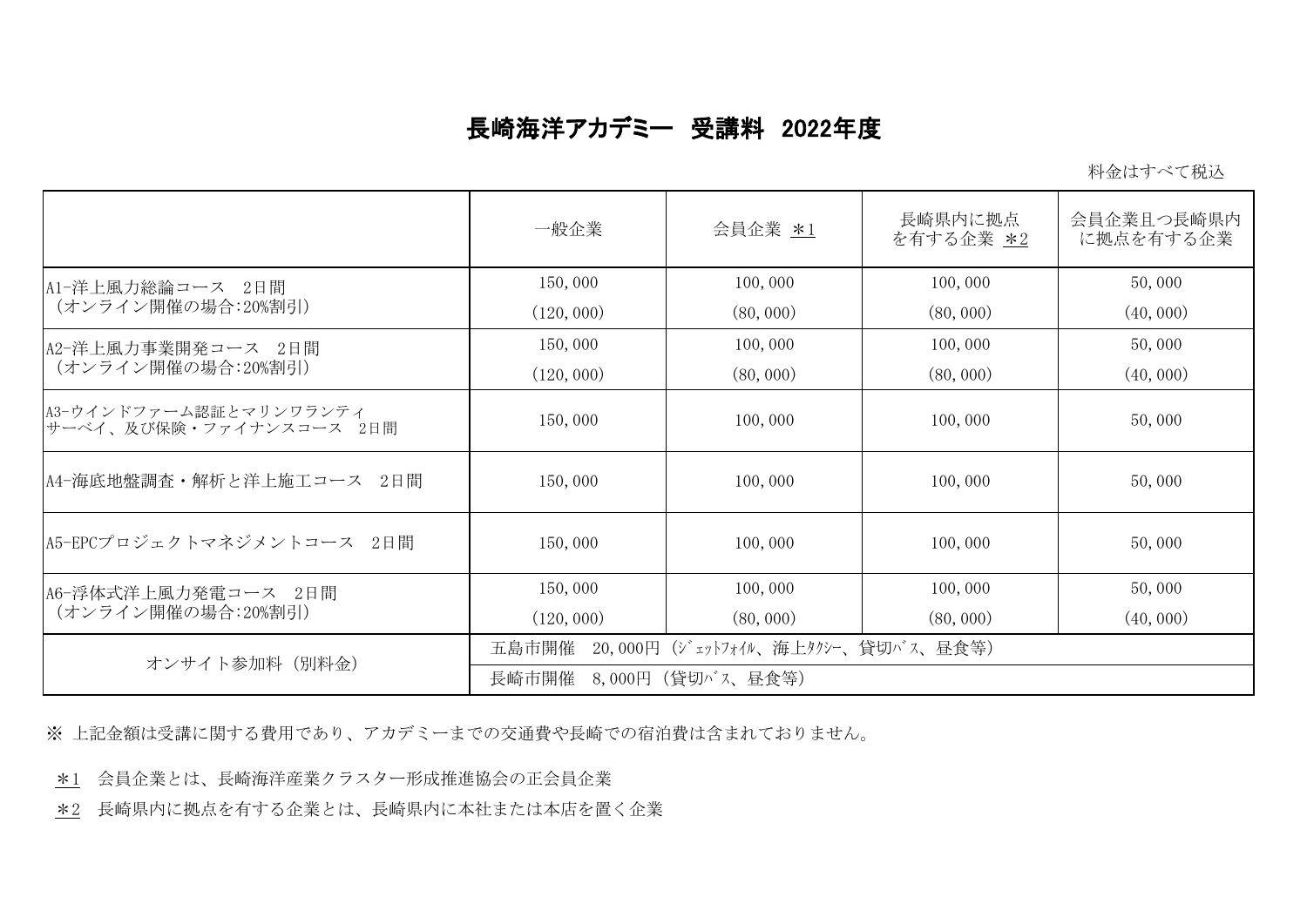# 長崎海洋アカデミー 受講料 2022年度

料金はすべて税込

| | 一般企業 | 会員企業 ＊1 | 長崎県内に拠点を有する企業 ＊2 | 会員企業且つ長崎県内に拠点を有する企業 |
|---|---|---|---|---|
| A1-洋上風力総論コース 2日間<br>（オンライン開催の場合:20%割引） | 150,000<br>(120,000) | 100,000<br>(80,000) | 100,000<br>(80,000) | 50,000<br>(40,000) |
| A2-洋上風力事業開発コース 2日間<br>（オンライン開催の場合:20%割引） | 150,000<br>(120,000) | 100,000<br>(80,000) | 100,000<br>(80,000) | 50,000<br>(40,000) |
| A3-ウインドファーム認証とマリンワランティサーベイ、及び保険・ファイナンスコース 2日間 | 150,000 | 100,000 | 100,000 | 50,000 |
| A4-海底地盤調査・解析と洋上施工コース 2日間 | 150,000 | 100,000 | 100,000 | 50,000 |
| A5-EPCプロジェクトマネジメントコース 2日間 | 150,000 | 100,000 | 100,000 | 50,000 |
| A6-浮体式洋上風力発電コース 2日間<br>（オンライン開催の場合:20%割引） | 150,000<br>(120,000) | 100,000<br>(80,000) | 100,000<br>(80,000) | 50,000<br>(40,000) |
| オンサイト参加料（別料金） | 五島市開催 20,000円（ｼﾞｪｯﾄﾌｫｲﾙ、海上ﾀｸｼｰ、貸切ﾊﾞｽ、昼食等）<br>長崎市開催 8,000円（貸切ﾊﾞｽ、昼食等） | | | |

※ 上記金額は受講に関する費用であり、アカデミーまでの交通費や長崎での宿泊費は含まれておりません。

＊1 会員企業とは、長崎海洋産業クラスター形成推進協会の正会員企業

＊2 長崎県内に拠点を有する企業とは、長崎県内に本社または本店を置く企業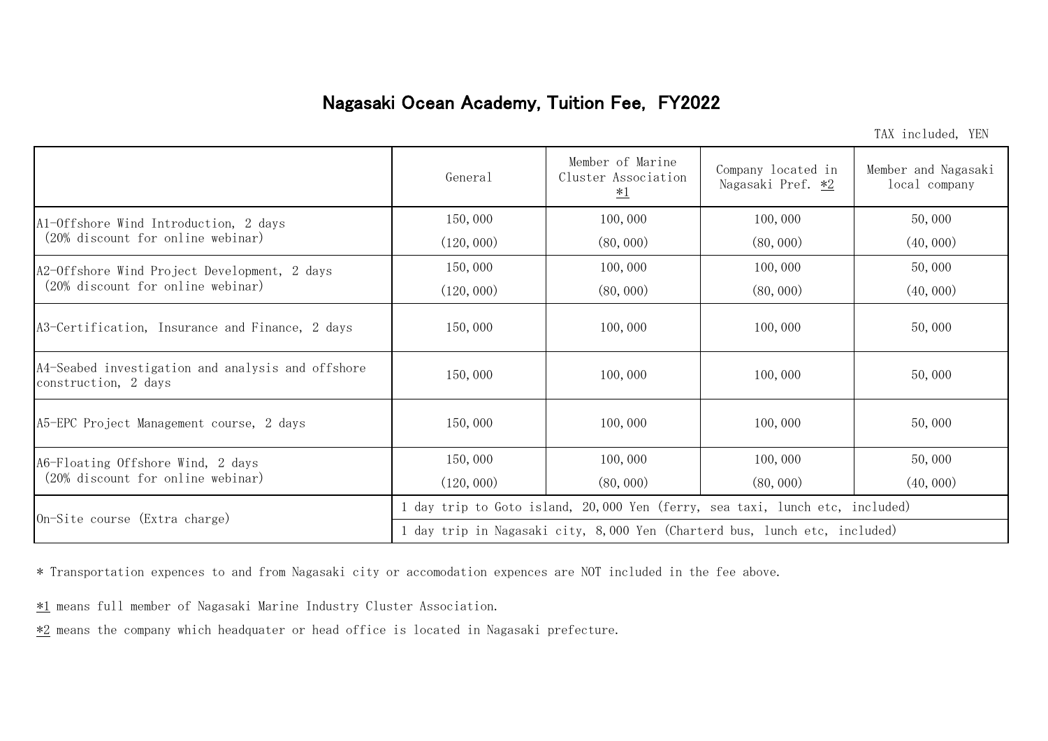# Nagasaki Ocean Academy, Tuition Fee, FY2022

TAX included, YEN

| | General | Member of Marine Cluster Association *1 | Company located in Nagasaki Pref. *2 | Member and Nagasaki local company |
|---|---|---|---|---|
| A1-Offshore Wind Introduction, 2 days (20% discount for online webinar) | 150,000 (120,000) | 100,000 (80,000) | 100,000 (80,000) | 50,000 (40,000) |
| A2-Offshore Wind Project Development, 2 days (20% discount for online webinar) | 150,000 (120,000) | 100,000 (80,000) | 100,000 (80,000) | 50,000 (40,000) |
| A3-Certification, Insurance and Finance, 2 days | 150,000 | 100,000 | 100,000 | 50,000 |
| A4-Seabed investigation and analysis and offshore construction, 2 days | 150,000 | 100,000 | 100,000 | 50,000 |
| A5-EPC Project Management course, 2 days | 150,000 | 100,000 | 100,000 | 50,000 |
| A6-Floating Offshore Wind, 2 days (20% discount for online webinar) | 150,000 (120,000) | 100,000 (80,000) | 100,000 (80,000) | 50,000 (40,000) |
| On-Site course (Extra charge) | 1 day trip to Goto island, 20,000 Yen (ferry, sea taxi, lunch etc, included) | | | |
| | 1 day trip in Nagasaki city, 8,000 Yen (Charterd bus, lunch etc, included) | | | |

* Transportation expences to and from Nagasaki city or accomodation expences are NOT included in the fee above.

*1 means full member of Nagasaki Marine Industry Cluster Association.

*2 means the company which headquater or head office is located in Nagasaki prefecture.